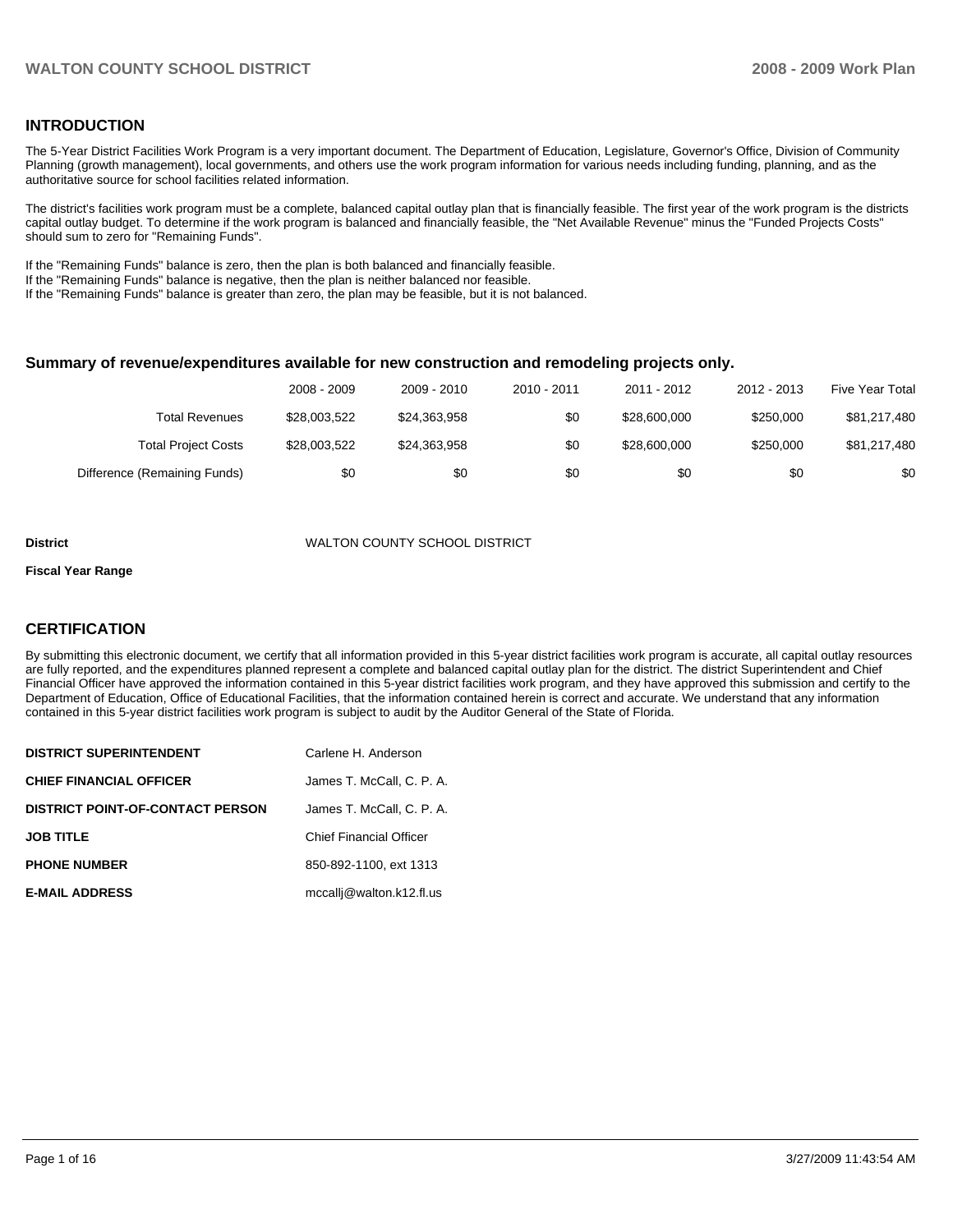## INTRODUCTION

The 5-Year District Facilities Work Program is a very important document. The Department of Education, Legislature, Governor's Office, Division of Community Planning (growth management), local governments, and others use the work program information for various needs including funding, planning, and as the authoritative source for school facilities related information.

The district's facilities work program must be a complete, balanced capital outlay plan that is financially feasible. The first year of the work program is the districts capital outlay budget. To determine if the work program is balanced and financially feasible, the "Net Available Revenue" minus the "Funded Projects Costs" should sum to zero for "Remaining Funds".

If the "Remaining Funds" balance is zero, then the plan is both balanced and financially feasible.
If the "Remaining Funds" balance is negative, then the plan is neither balanced nor feasible.
If the "Remaining Funds" balance is greater than zero, the plan may be feasible, but it is not balanced.

### Summary of revenue/expenditures available for new construction and remodeling projects only.

| | 2008 - 2009 | 2009 - 2010 | 2010 - 2011 | 2011 - 2012 | 2012 - 2013 | Five Year Total |
|---|---|---|---|---|---|---|
| Total Revenues | $28,003,522 | $24,363,958 | $0 | $28,600,000 | $250,000 | $81,217,480 |
| Total Project Costs | $28,003,522 | $24,363,958 | $0 | $28,600,000 | $250,000 | $81,217,480 |
| Difference (Remaining Funds) | $0 | $0 | $0 | $0 | $0 | $0 |

**District** WALTON COUNTY SCHOOL DISTRICT

**Fiscal Year Range**

## CERTIFICATION

By submitting this electronic document, we certify that all information provided in this 5-year district facilities work program is accurate, all capital outlay resources are fully reported, and the expenditures planned represent a complete and balanced capital outlay plan for the district. The district Superintendent and Chief Financial Officer have approved the information contained in this 5-year district facilities work program, and they have approved this submission and certify to the Department of Education, Office of Educational Facilities, that the information contained herein is correct and accurate. We understand that any information contained in this 5-year district facilities work program is subject to audit by the Auditor General of the State of Florida.

| | |
|---|---|
| **DISTRICT SUPERINTENDENT** | Carlene H. Anderson |
| **CHIEF FINANCIAL OFFICER** | James T. McCall, C. P. A. |
| **DISTRICT POINT-OF-CONTACT PERSON** | James T. McCall, C. P. A. |
| **JOB TITLE** | Chief Financial Officer |
| **PHONE NUMBER** | 850-892-1100, ext 1313 |
| **E-MAIL ADDRESS** | mccallj@walton.k12.fl.us |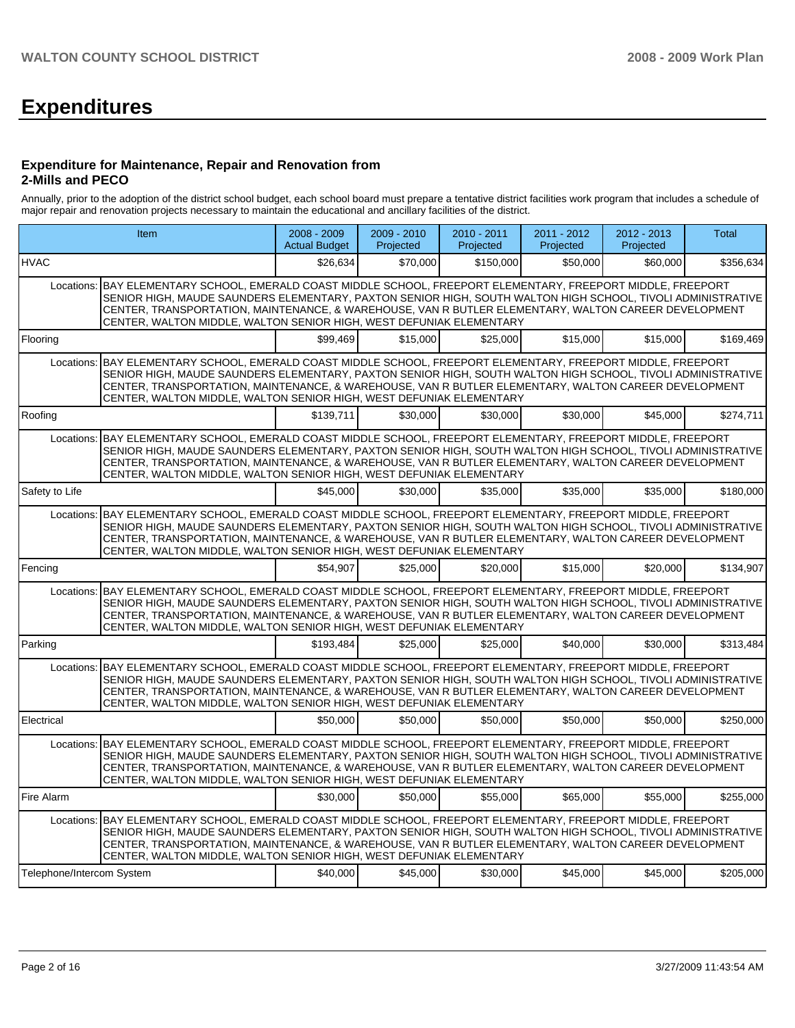# Expenditures

### Expenditure for Maintenance, Repair and Renovation from 2-Mills and PECO

Annually, prior to the adoption of the district school budget, each school board must prepare a tentative district facilities work program that includes a schedule of major repair and renovation projects necessary to maintain the educational and ancillary facilities of the district.

| Item | | 2008 - 2009 Actual Budget | 2009 - 2010 Projected | 2010 - 2011 Projected | 2011 - 2012 Projected | 2012 - 2013 Projected | Total |
|---|---|---|---|---|---|---|---|
| HVAC | | $26,634 | $70,000 | $150,000 | $50,000 | $60,000 | $356,634 |
| Locations: | BAY ELEMENTARY SCHOOL, EMERALD COAST MIDDLE SCHOOL, FREEPORT ELEMENTARY, FREEPORT MIDDLE, FREEPORT SENIOR HIGH, MAUDE SAUNDERS ELEMENTARY, PAXTON SENIOR HIGH, SOUTH WALTON HIGH SCHOOL, TIVOLI ADMINISTRATIVE CENTER, TRANSPORTATION, MAINTENANCE, & WAREHOUSE, VAN R BUTLER ELEMENTARY, WALTON CAREER DEVELOPMENT CENTER, WALTON MIDDLE, WALTON SENIOR HIGH, WEST DEFUNIAK ELEMENTARY | | | | | | |
| Flooring | | $99,469 | $15,000 | $25,000 | $15,000 | $15,000 | $169,469 |
| Locations: | BAY ELEMENTARY SCHOOL, EMERALD COAST MIDDLE SCHOOL, FREEPORT ELEMENTARY, FREEPORT MIDDLE, FREEPORT SENIOR HIGH, MAUDE SAUNDERS ELEMENTARY, PAXTON SENIOR HIGH, SOUTH WALTON HIGH SCHOOL, TIVOLI ADMINISTRATIVE CENTER, TRANSPORTATION, MAINTENANCE, & WAREHOUSE, VAN R BUTLER ELEMENTARY, WALTON CAREER DEVELOPMENT CENTER, WALTON MIDDLE, WALTON SENIOR HIGH, WEST DEFUNIAK ELEMENTARY | | | | | | |
| Roofing | | $139,711 | $30,000 | $30,000 | $30,000 | $45,000 | $274,711 |
| Locations: | BAY ELEMENTARY SCHOOL, EMERALD COAST MIDDLE SCHOOL, FREEPORT ELEMENTARY, FREEPORT MIDDLE, FREEPORT SENIOR HIGH, MAUDE SAUNDERS ELEMENTARY, PAXTON SENIOR HIGH, SOUTH WALTON HIGH SCHOOL, TIVOLI ADMINISTRATIVE CENTER, TRANSPORTATION, MAINTENANCE, & WAREHOUSE, VAN R BUTLER ELEMENTARY, WALTON CAREER DEVELOPMENT CENTER, WALTON MIDDLE, WALTON SENIOR HIGH, WEST DEFUNIAK ELEMENTARY | | | | | | |
| Safety to Life | | $45,000 | $30,000 | $35,000 | $35,000 | $35,000 | $180,000 |
| Locations: | BAY ELEMENTARY SCHOOL, EMERALD COAST MIDDLE SCHOOL, FREEPORT ELEMENTARY, FREEPORT MIDDLE, FREEPORT SENIOR HIGH, MAUDE SAUNDERS ELEMENTARY, PAXTON SENIOR HIGH, SOUTH WALTON HIGH SCHOOL, TIVOLI ADMINISTRATIVE CENTER, TRANSPORTATION, MAINTENANCE, & WAREHOUSE, VAN R BUTLER ELEMENTARY, WALTON CAREER DEVELOPMENT CENTER, WALTON MIDDLE, WALTON SENIOR HIGH, WEST DEFUNIAK ELEMENTARY | | | | | | |
| Fencing | | $54,907 | $25,000 | $20,000 | $15,000 | $20,000 | $134,907 |
| Locations: | BAY ELEMENTARY SCHOOL, EMERALD COAST MIDDLE SCHOOL, FREEPORT ELEMENTARY, FREEPORT MIDDLE, FREEPORT SENIOR HIGH, MAUDE SAUNDERS ELEMENTARY, PAXTON SENIOR HIGH, SOUTH WALTON HIGH SCHOOL, TIVOLI ADMINISTRATIVE CENTER, TRANSPORTATION, MAINTENANCE, & WAREHOUSE, VAN R BUTLER ELEMENTARY, WALTON CAREER DEVELOPMENT CENTER, WALTON MIDDLE, WALTON SENIOR HIGH, WEST DEFUNIAK ELEMENTARY | | | | | | |
| Parking | | $193,484 | $25,000 | $25,000 | $40,000 | $30,000 | $313,484 |
| Locations: | BAY ELEMENTARY SCHOOL, EMERALD COAST MIDDLE SCHOOL, FREEPORT ELEMENTARY, FREEPORT MIDDLE, FREEPORT SENIOR HIGH, MAUDE SAUNDERS ELEMENTARY, PAXTON SENIOR HIGH, SOUTH WALTON HIGH SCHOOL, TIVOLI ADMINISTRATIVE CENTER, TRANSPORTATION, MAINTENANCE, & WAREHOUSE, VAN R BUTLER ELEMENTARY, WALTON CAREER DEVELOPMENT CENTER, WALTON MIDDLE, WALTON SENIOR HIGH, WEST DEFUNIAK ELEMENTARY | | | | | | |
| Electrical | | $50,000 | $50,000 | $50,000 | $50,000 | $50,000 | $250,000 |
| Locations: | BAY ELEMENTARY SCHOOL, EMERALD COAST MIDDLE SCHOOL, FREEPORT ELEMENTARY, FREEPORT MIDDLE, FREEPORT SENIOR HIGH, MAUDE SAUNDERS ELEMENTARY, PAXTON SENIOR HIGH, SOUTH WALTON HIGH SCHOOL, TIVOLI ADMINISTRATIVE CENTER, TRANSPORTATION, MAINTENANCE, & WAREHOUSE, VAN R BUTLER ELEMENTARY, WALTON CAREER DEVELOPMENT CENTER, WALTON MIDDLE, WALTON SENIOR HIGH, WEST DEFUNIAK ELEMENTARY | | | | | | |
| Fire Alarm | | $30,000 | $50,000 | $55,000 | $65,000 | $55,000 | $255,000 |
| Locations: | BAY ELEMENTARY SCHOOL, EMERALD COAST MIDDLE SCHOOL, FREEPORT ELEMENTARY, FREEPORT MIDDLE, FREEPORT SENIOR HIGH, MAUDE SAUNDERS ELEMENTARY, PAXTON SENIOR HIGH, SOUTH WALTON HIGH SCHOOL, TIVOLI ADMINISTRATIVE CENTER, TRANSPORTATION, MAINTENANCE, & WAREHOUSE, VAN R BUTLER ELEMENTARY, WALTON CAREER DEVELOPMENT CENTER, WALTON MIDDLE, WALTON SENIOR HIGH, WEST DEFUNIAK ELEMENTARY | | | | | | |
| Telephone/Intercom System | | $40,000 | $45,000 | $30,000 | $45,000 | $45,000 | $205,000 |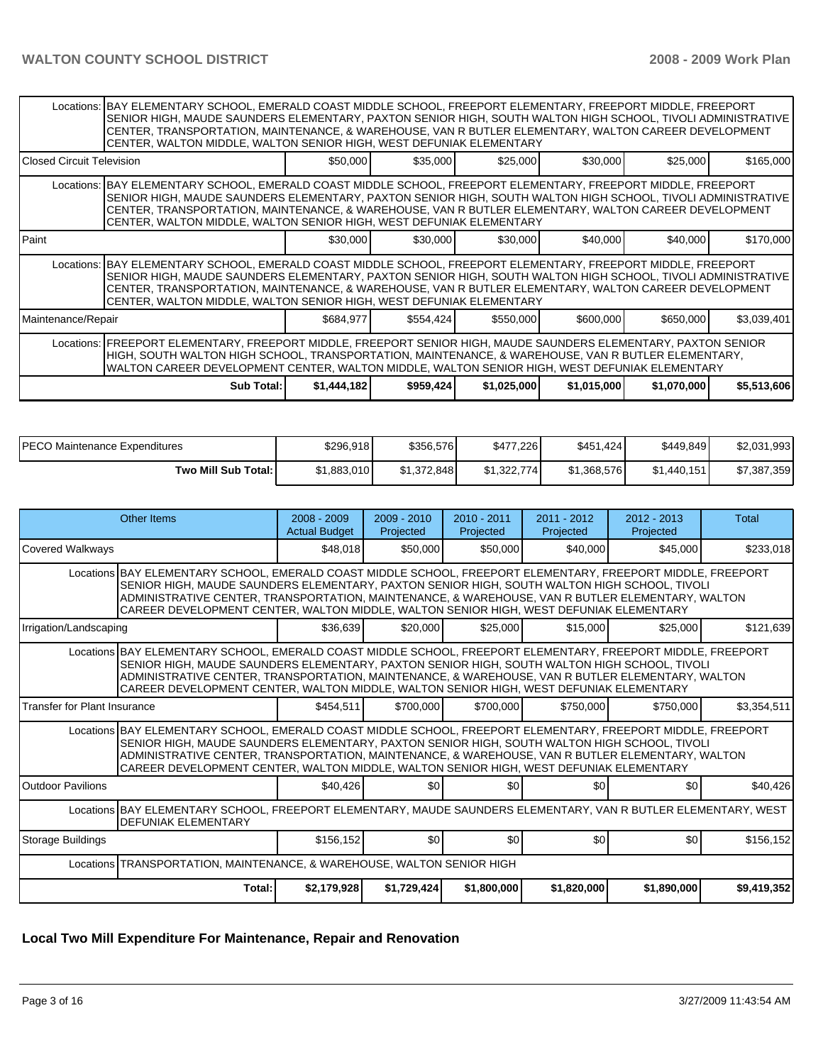| | | | | | | |
|---|---|---|---|---|---|---|
| Locations: BAY ELEMENTARY SCHOOL, EMERALD COAST MIDDLE SCHOOL, FREEPORT ELEMENTARY, FREEPORT MIDDLE, FREEPORT SENIOR HIGH, MAUDE SAUNDERS ELEMENTARY, PAXTON SENIOR HIGH, SOUTH WALTON HIGH SCHOOL, TIVOLI ADMINISTRATIVE CENTER, TRANSPORTATION, MAINTENANCE, & WAREHOUSE, VAN R BUTLER ELEMENTARY, WALTON CAREER DEVELOPMENT CENTER, WALTON MIDDLE, WALTON SENIOR HIGH, WEST DEFUNIAK ELEMENTARY | | | | | | |
| Closed Circuit Television | $50,000 | $35,000 | $25,000 | $30,000 | $25,000 | $165,000 |
| Locations: BAY ELEMENTARY SCHOOL, EMERALD COAST MIDDLE SCHOOL, FREEPORT ELEMENTARY, FREEPORT MIDDLE, FREEPORT SENIOR HIGH, MAUDE SAUNDERS ELEMENTARY, PAXTON SENIOR HIGH, SOUTH WALTON HIGH SCHOOL, TIVOLI ADMINISTRATIVE CENTER, TRANSPORTATION, MAINTENANCE, & WAREHOUSE, VAN R BUTLER ELEMENTARY, WALTON CAREER DEVELOPMENT CENTER, WALTON MIDDLE, WALTON SENIOR HIGH, WEST DEFUNIAK ELEMENTARY | | | | | | |
| Paint | $30,000 | $30,000 | $30,000 | $40,000 | $40,000 | $170,000 |
| Locations: BAY ELEMENTARY SCHOOL, EMERALD COAST MIDDLE SCHOOL, FREEPORT ELEMENTARY, FREEPORT MIDDLE, FREEPORT SENIOR HIGH, MAUDE SAUNDERS ELEMENTARY, PAXTON SENIOR HIGH, SOUTH WALTON HIGH SCHOOL, TIVOLI ADMINISTRATIVE CENTER, TRANSPORTATION, MAINTENANCE, & WAREHOUSE, VAN R BUTLER ELEMENTARY, WALTON CAREER DEVELOPMENT CENTER, WALTON MIDDLE, WALTON SENIOR HIGH, WEST DEFUNIAK ELEMENTARY | | | | | | |
| Maintenance/Repair | $684,977 | $554,424 | $550,000 | $600,000 | $650,000 | $3,039,401 |
| Locations: FREEPORT ELEMENTARY, FREEPORT MIDDLE, FREEPORT SENIOR HIGH, MAUDE SAUNDERS ELEMENTARY, PAXTON SENIOR HIGH, SOUTH WALTON HIGH SCHOOL, TRANSPORTATION, MAINTENANCE, & WAREHOUSE, VAN R BUTLER ELEMENTARY, WALTON CAREER DEVELOPMENT CENTER, WALTON MIDDLE, WALTON SENIOR HIGH, WEST DEFUNIAK ELEMENTARY | | | | | | |
| **Sub Total:** | **$1,444,182** | **$959,424** | **$1,025,000** | **$1,015,000** | **$1,070,000** | **$5,513,606** |

| | | | | | | |
|---|---|---|---|---|---|---|
| PECO Maintenance Expenditures | $296,918 | $356,576 | $477,226 | $451,424 | $449,849 | $2,031,993 |
| **Two Mill Sub Total:** | $1,883,010 | $1,372,848 | $1,322,774 | $1,368,576 | $1,440,151 | $7,387,359 |

| Other Items | 2008 - 2009 Actual Budget | 2009 - 2010 Projected | 2010 - 2011 Projected | 2011 - 2012 Projected | 2012 - 2013 Projected | Total |
|---|---|---|---|---|---|---|
| Covered Walkways | $48,018 | $50,000 | $50,000 | $40,000 | $45,000 | $233,018 |
| Locations BAY ELEMENTARY SCHOOL, EMERALD COAST MIDDLE SCHOOL, FREEPORT ELEMENTARY, FREEPORT MIDDLE, FREEPORT SENIOR HIGH, MAUDE SAUNDERS ELEMENTARY, PAXTON SENIOR HIGH, SOUTH WALTON HIGH SCHOOL, TIVOLI ADMINISTRATIVE CENTER, TRANSPORTATION, MAINTENANCE, & WAREHOUSE, VAN R BUTLER ELEMENTARY, WALTON CAREER DEVELOPMENT CENTER, WALTON MIDDLE, WALTON SENIOR HIGH, WEST DEFUNIAK ELEMENTARY | | | | | | |
| Irrigation/Landscaping | $36,639 | $20,000 | $25,000 | $15,000 | $25,000 | $121,639 |
| Locations BAY ELEMENTARY SCHOOL, EMERALD COAST MIDDLE SCHOOL, FREEPORT ELEMENTARY, FREEPORT MIDDLE, FREEPORT SENIOR HIGH, MAUDE SAUNDERS ELEMENTARY, PAXTON SENIOR HIGH, SOUTH WALTON HIGH SCHOOL, TIVOLI ADMINISTRATIVE CENTER, TRANSPORTATION, MAINTENANCE, & WAREHOUSE, VAN R BUTLER ELEMENTARY, WALTON CAREER DEVELOPMENT CENTER, WALTON MIDDLE, WALTON SENIOR HIGH, WEST DEFUNIAK ELEMENTARY | | | | | | |
| Transfer for Plant Insurance | $454,511 | $700,000 | $700,000 | $750,000 | $750,000 | $3,354,511 |
| Locations BAY ELEMENTARY SCHOOL, EMERALD COAST MIDDLE SCHOOL, FREEPORT ELEMENTARY, FREEPORT MIDDLE, FREEPORT SENIOR HIGH, MAUDE SAUNDERS ELEMENTARY, PAXTON SENIOR HIGH, SOUTH WALTON HIGH SCHOOL, TIVOLI ADMINISTRATIVE CENTER, TRANSPORTATION, MAINTENANCE, & WAREHOUSE, VAN R BUTLER ELEMENTARY, WALTON CAREER DEVELOPMENT CENTER, WALTON MIDDLE, WALTON SENIOR HIGH, WEST DEFUNIAK ELEMENTARY | | | | | | |
| Outdoor Pavilions | $40,426 | $0 | $0 | $0 | $0 | $40,426 |
| Locations BAY ELEMENTARY SCHOOL, FREEPORT ELEMENTARY, MAUDE SAUNDERS ELEMENTARY, VAN R BUTLER ELEMENTARY, WEST DEFUNIAK ELEMENTARY | | | | | | |
| Storage Buildings | $156,152 | $0 | $0 | $0 | $0 | $156,152 |
| Locations TRANSPORTATION, MAINTENANCE, & WAREHOUSE, WALTON SENIOR HIGH | | | | | | |
| **Total:** | **$2,179,928** | **$1,729,424** | **$1,800,000** | **$1,820,000** | **$1,890,000** | **$9,419,352** |

## Local Two Mill Expenditure For Maintenance, Repair and Renovation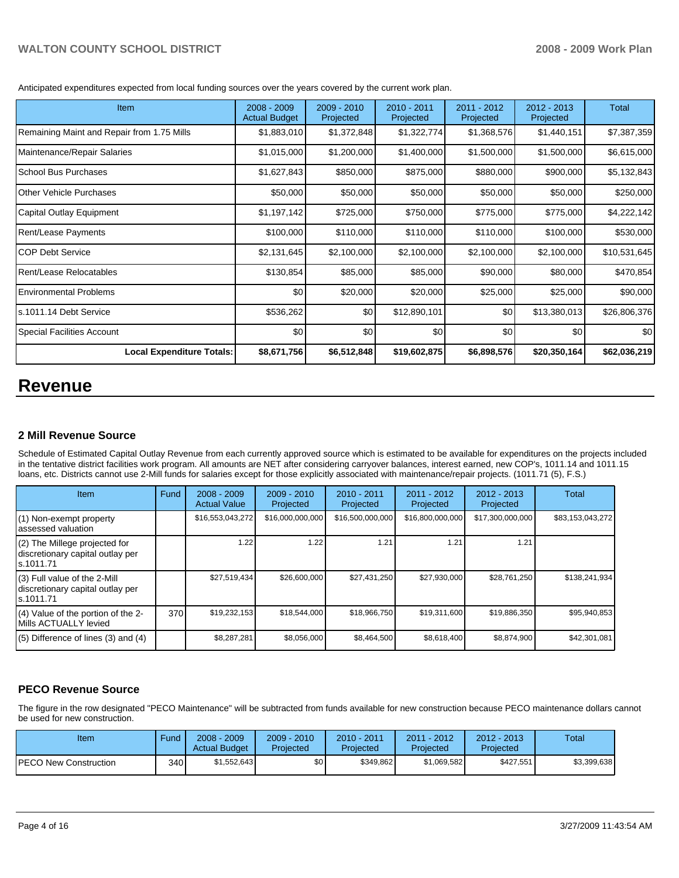Anticipated expenditures expected from local funding sources over the years covered by the current work plan.

| Item | 2008 - 2009 Actual Budget | 2009 - 2010 Projected | 2010 - 2011 Projected | 2011 - 2012 Projected | 2012 - 2013 Projected | Total |
|---|---|---|---|---|---|---|
| Remaining Maint and Repair from 1.75 Mills | $1,883,010 | $1,372,848 | $1,322,774 | $1,368,576 | $1,440,151 | $7,387,359 |
| Maintenance/Repair Salaries | $1,015,000 | $1,200,000 | $1,400,000 | $1,500,000 | $1,500,000 | $6,615,000 |
| School Bus Purchases | $1,627,843 | $850,000 | $875,000 | $880,000 | $900,000 | $5,132,843 |
| Other Vehicle Purchases | $50,000 | $50,000 | $50,000 | $50,000 | $50,000 | $250,000 |
| Capital Outlay Equipment | $1,197,142 | $725,000 | $750,000 | $775,000 | $775,000 | $4,222,142 |
| Rent/Lease Payments | $100,000 | $110,000 | $110,000 | $110,000 | $100,000 | $530,000 |
| COP Debt Service | $2,131,645 | $2,100,000 | $2,100,000 | $2,100,000 | $2,100,000 | $10,531,645 |
| Rent/Lease Relocatables | $130,854 | $85,000 | $85,000 | $90,000 | $80,000 | $470,854 |
| Environmental Problems | $0 | $20,000 | $20,000 | $25,000 | $25,000 | $90,000 |
| s.1011.14 Debt Service | $536,262 | $0 | $12,890,101 | $0 | $13,380,013 | $26,806,376 |
| Special Facilities Account | $0 | $0 | $0 | $0 | $0 | $0 |
| **Local Expenditure Totals:** | **$8,671,756** | **$6,512,848** | **$19,602,875** | **$6,898,576** | **$20,350,164** | **$62,036,219** |

# Revenue

### 2 Mill Revenue Source

Schedule of Estimated Capital Outlay Revenue from each currently approved source which is estimated to be available for expenditures on the projects included in the tentative district facilities work program. All amounts are NET after considering carryover balances, interest earned, new COP's, 1011.14 and 1011.15 loans, etc. Districts cannot use 2-Mill funds for salaries except for those explicitly associated with maintenance/repair projects. (1011.71 (5), F.S.)

| Item | Fund | 2008 - 2009 Actual Value | 2009 - 2010 Projected | 2010 - 2011 Projected | 2011 - 2012 Projected | 2012 - 2013 Projected | Total |
|---|---|---|---|---|---|---|---|
| (1) Non-exempt property assessed valuation | | $16,553,043,272 | $16,000,000,000 | $16,500,000,000 | $16,800,000,000 | $17,300,000,000 | $83,153,043,272 |
| (2) The Millege projected for discretionary capital outlay per s.1011.71 | | 1.22 | 1.22 | 1.21 | 1.21 | 1.21 | |
| (3) Full value of the 2-Mill discretionary capital outlay per s.1011.71 | | $27,519,434 | $26,600,000 | $27,431,250 | $27,930,000 | $28,761,250 | $138,241,934 |
| (4) Value of the portion of the 2-Mills ACTUALLY levied | 370 | $19,232,153 | $18,544,000 | $18,966,750 | $19,311,600 | $19,886,350 | $95,940,853 |
| (5) Difference of lines (3) and (4) | | $8,287,281 | $8,056,000 | $8,464,500 | $8,618,400 | $8,874,900 | $42,301,081 |

### PECO Revenue Source

The figure in the row designated "PECO Maintenance" will be subtracted from funds available for new construction because PECO maintenance dollars cannot be used for new construction.

| Item | Fund | 2008 - 2009 Actual Budget | 2009 - 2010 Projected | 2010 - 2011 Projected | 2011 - 2012 Projected | 2012 - 2013 Projected | Total |
|---|---|---|---|---|---|---|---|
| PECO New Construction | 340 | $1,552,643 | $0 | $349,862 | $1,069,582 | $427,551 | $3,399,638 |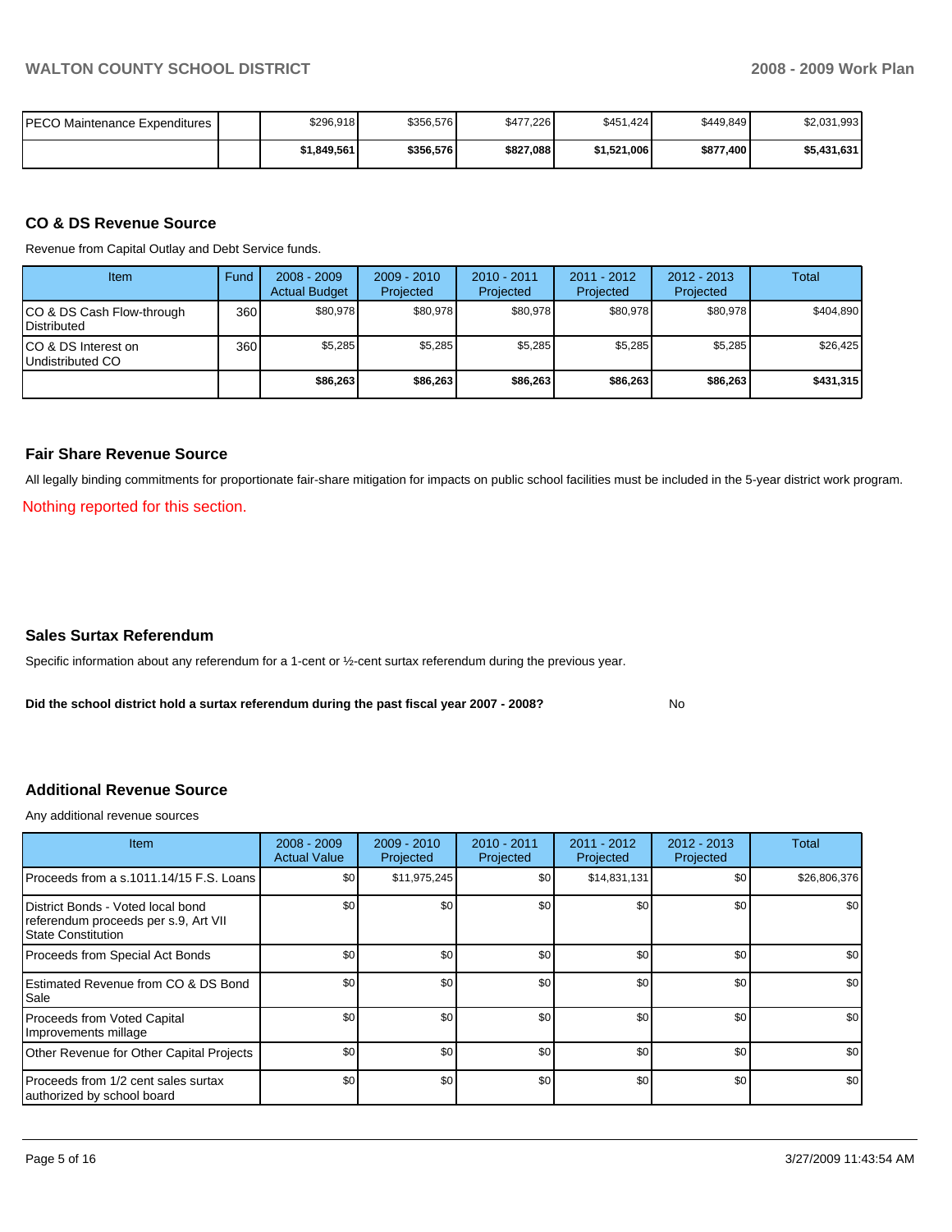| | | | | | | | |
|---|---|---|---|---|---|---|---|
| PECO Maintenance Expenditures | | $296,918 | $356,576 | $477,226 | $451,424 | $449,849 | $2,031,993 |
| | | **$1,849,561** | **$356,576** | **$827,088** | **$1,521,006** | **$877,400** | **$5,431,631** |

## CO & DS Revenue Source

Revenue from Capital Outlay and Debt Service funds.

| Item | Fund | 2008 - 2009 Actual Budget | 2009 - 2010 Projected | 2010 - 2011 Projected | 2011 - 2012 Projected | 2012 - 2013 Projected | Total |
|---|---|---|---|---|---|---|---|
| CO & DS Cash Flow-through Distributed | 360 | $80,978 | $80,978 | $80,978 | $80,978 | $80,978 | $404,890 |
| CO & DS Interest on Undistributed CO | 360 | $5,285 | $5,285 | $5,285 | $5,285 | $5,285 | $26,425 |
| | | **$86,263** | **$86,263** | **$86,263** | **$86,263** | **$86,263** | **$431,315** |

## Fair Share Revenue Source

All legally binding commitments for proportionate fair-share mitigation for impacts on public school facilities must be included in the 5-year district work program.

Nothing reported for this section.

## Sales Surtax Referendum

Specific information about any referendum for a 1-cent or ½-cent surtax referendum during the previous year.

**Did the school district hold a surtax referendum during the past fiscal year 2007 - 2008?** No

## Additional Revenue Source

Any additional revenue sources

| Item | 2008 - 2009 Actual Value | 2009 - 2010 Projected | 2010 - 2011 Projected | 2011 - 2012 Projected | 2012 - 2013 Projected | Total |
|---|---|---|---|---|---|---|
| Proceeds from a s.1011.14/15 F.S. Loans | $0 | $11,975,245 | $0 | $14,831,131 | $0 | $26,806,376 |
| District Bonds - Voted local bond referendum proceeds per s.9, Art VII State Constitution | $0 | $0 | $0 | $0 | $0 | $0 |
| Proceeds from Special Act Bonds | $0 | $0 | $0 | $0 | $0 | $0 |
| Estimated Revenue from CO & DS Bond Sale | $0 | $0 | $0 | $0 | $0 | $0 |
| Proceeds from Voted Capital Improvements millage | $0 | $0 | $0 | $0 | $0 | $0 |
| Other Revenue for Other Capital Projects | $0 | $0 | $0 | $0 | $0 | $0 |
| Proceeds from 1/2 cent sales surtax authorized by school board | $0 | $0 | $0 | $0 | $0 | $0 |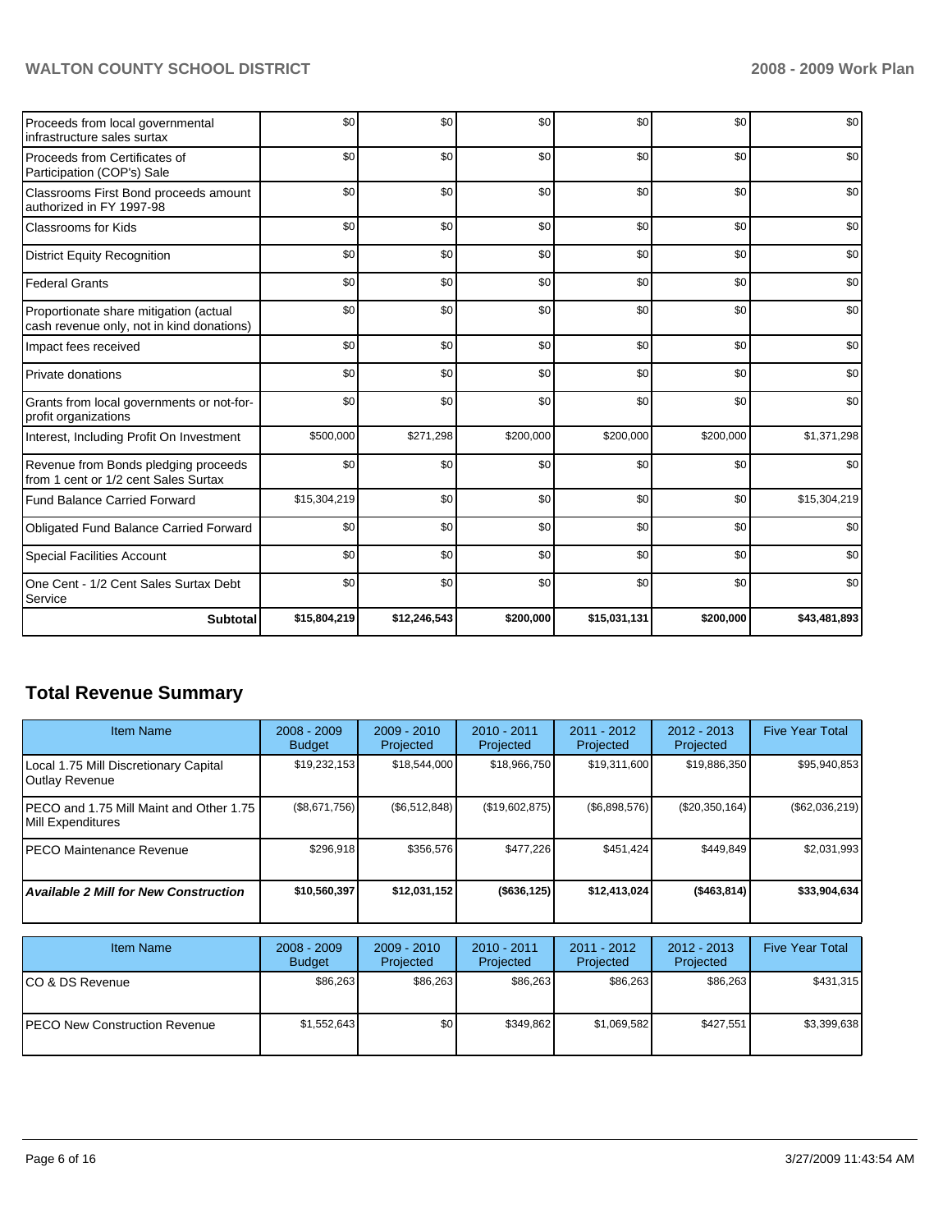| | | | | | | |
|---|---|---|---|---|---|---|
| Proceeds from local governmental infrastructure sales surtax | $0 | $0 | $0 | $0 | $0 | $0 |
| Proceeds from Certificates of Participation (COP's) Sale | $0 | $0 | $0 | $0 | $0 | $0 |
| Classrooms First Bond proceeds amount authorized in FY 1997-98 | $0 | $0 | $0 | $0 | $0 | $0 |
| Classrooms for Kids | $0 | $0 | $0 | $0 | $0 | $0 |
| District Equity Recognition | $0 | $0 | $0 | $0 | $0 | $0 |
| Federal Grants | $0 | $0 | $0 | $0 | $0 | $0 |
| Proportionate share mitigation (actual cash revenue only, not in kind donations) | $0 | $0 | $0 | $0 | $0 | $0 |
| Impact fees received | $0 | $0 | $0 | $0 | $0 | $0 |
| Private donations | $0 | $0 | $0 | $0 | $0 | $0 |
| Grants from local governments or not-for-profit organizations | $0 | $0 | $0 | $0 | $0 | $0 |
| Interest, Including Profit On Investment | $500,000 | $271,298 | $200,000 | $200,000 | $200,000 | $1,371,298 |
| Revenue from Bonds pledging proceeds from 1 cent or 1/2 cent Sales Surtax | $0 | $0 | $0 | $0 | $0 | $0 |
| Fund Balance Carried Forward | $15,304,219 | $0 | $0 | $0 | $0 | $15,304,219 |
| Obligated Fund Balance Carried Forward | $0 | $0 | $0 | $0 | $0 | $0 |
| Special Facilities Account | $0 | $0 | $0 | $0 | $0 | $0 |
| One Cent - 1/2 Cent Sales Surtax Debt Service | $0 | $0 | $0 | $0 | $0 | $0 |
| **Subtotal** | **$15,804,219** | **$12,246,543** | **$200,000** | **$15,031,131** | **$200,000** | **$43,481,893** |

## Total Revenue Summary

| Item Name | 2008 - 2009 Budget | 2009 - 2010 Projected | 2010 - 2011 Projected | 2011 - 2012 Projected | 2012 - 2013 Projected | Five Year Total |
|---|---|---|---|---|---|---|
| Local 1.75 Mill Discretionary Capital Outlay Revenue | $19,232,153 | $18,544,000 | $18,966,750 | $19,311,600 | $19,886,350 | $95,940,853 |
| PECO and 1.75 Mill Maint and Other 1.75 Mill Expenditures | ($8,671,756) | ($6,512,848) | ($19,602,875) | ($6,898,576) | ($20,350,164) | ($62,036,219) |
| PECO Maintenance Revenue | $296,918 | $356,576 | $477,226 | $451,424 | $449,849 | $2,031,993 |
| ***Available 2 Mill for New Construction*** | **$10,560,397** | **$12,031,152** | **($636,125)** | **$12,413,024** | **($463,814)** | **$33,904,634** |

| Item Name | 2008 - 2009 Budget | 2009 - 2010 Projected | 2010 - 2011 Projected | 2011 - 2012 Projected | 2012 - 2013 Projected | Five Year Total |
|---|---|---|---|---|---|---|
| CO & DS Revenue | $86,263 | $86,263 | $86,263 | $86,263 | $86,263 | $431,315 |
| PECO New Construction Revenue | $1,552,643 | $0 | $349,862 | $1,069,582 | $427,551 | $3,399,638 |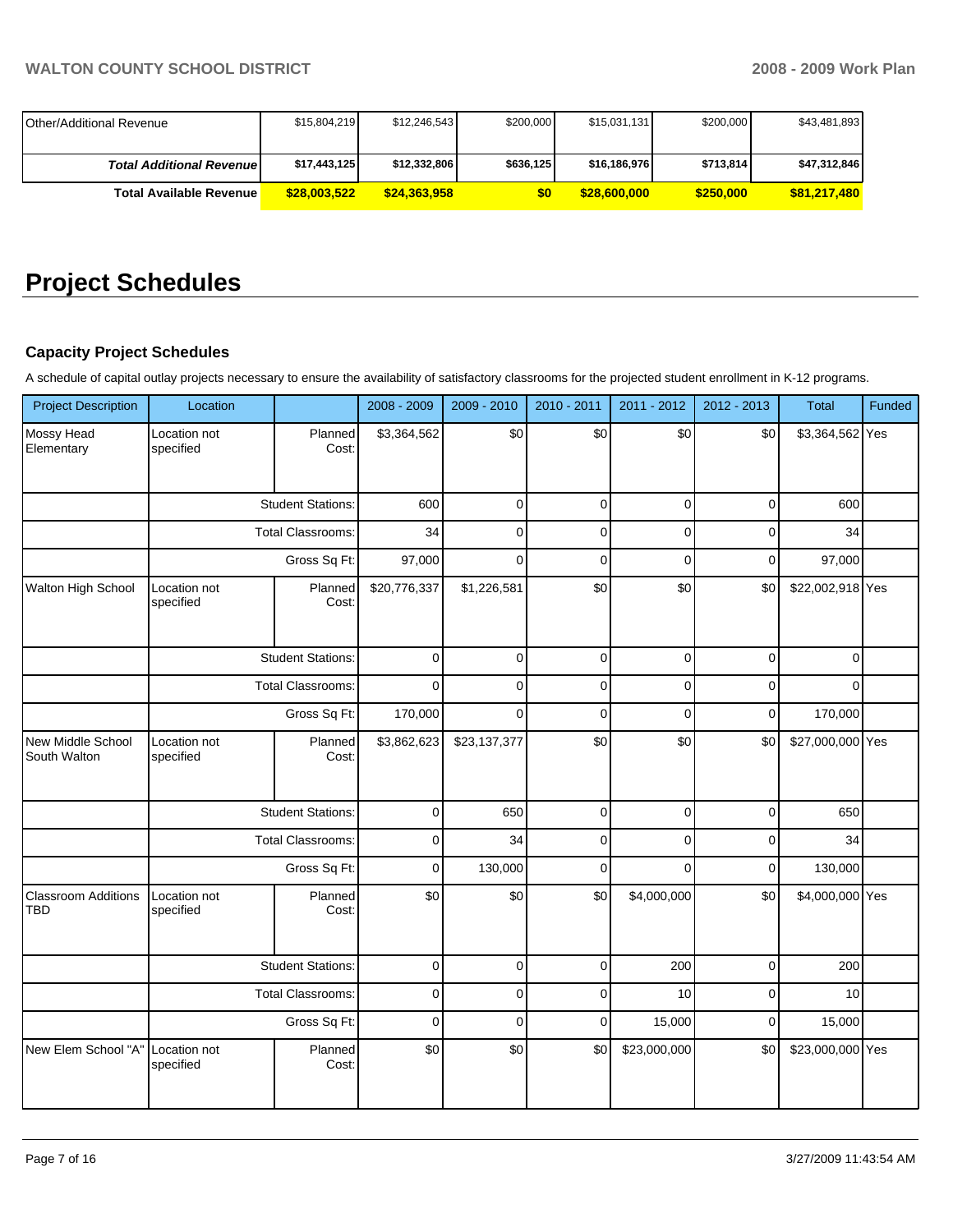| | | | | | | |
|---|---|---|---|---|---|---|
| Other/Additional Revenue | $15,804,219 | $12,246,543 | $200,000 | $15,031,131 | $200,000 | $43,481,893 |
| ***Total Additional Revenue*** | **$17,443,125** | **$12,332,806** | **$636,125** | **$16,186,976** | **$713,814** | **$47,312,846** |
| **Total Available Revenue** | **$28,003,522** | **$24,363,958** | **$0** | **$28,600,000** | **$250,000** | **$81,217,480** |

# Project Schedules

### Capacity Project Schedules

A schedule of capital outlay projects necessary to ensure the availability of satisfactory classrooms for the projected student enrollment in K-12 programs.

| Project Description | Location | | 2008 - 2009 | 2009 - 2010 | 2010 - 2011 | 2011 - 2012 | 2012 - 2013 | Total | Funded |
|---|---|---|---|---|---|---|---|---|---|
| Mossy Head Elementary | Location not specified | Planned Cost: | $3,364,562 | $0 | $0 | $0 | $0 | $3,364,562 | Yes |
| | | Student Stations: | 600 | 0 | 0 | 0 | 0 | 600 | |
| | | Total Classrooms: | 34 | 0 | 0 | 0 | 0 | 34 | |
| | | Gross Sq Ft: | 97,000 | 0 | 0 | 0 | 0 | 97,000 | |
| Walton High School | Location not specified | Planned Cost: | $20,776,337 | $1,226,581 | $0 | $0 | $0 | $22,002,918 | Yes |
| | | Student Stations: | 0 | 0 | 0 | 0 | 0 | 0 | |
| | | Total Classrooms: | 0 | 0 | 0 | 0 | 0 | 0 | |
| | | Gross Sq Ft: | 170,000 | 0 | 0 | 0 | 0 | 170,000 | |
| New Middle School South Walton | Location not specified | Planned Cost: | $3,862,623 | $23,137,377 | $0 | $0 | $0 | $27,000,000 | Yes |
| | | Student Stations: | 0 | 650 | 0 | 0 | 0 | 650 | |
| | | Total Classrooms: | 0 | 34 | 0 | 0 | 0 | 34 | |
| | | Gross Sq Ft: | 0 | 130,000 | 0 | 0 | 0 | 130,000 | |
| Classroom Additions TBD | Location not specified | Planned Cost: | $0 | $0 | $0 | $4,000,000 | $0 | $4,000,000 | Yes |
| | | Student Stations: | 0 | 0 | 0 | 200 | 0 | 200 | |
| | | Total Classrooms: | 0 | 0 | 0 | 10 | 0 | 10 | |
| | | Gross Sq Ft: | 0 | 0 | 0 | 15,000 | 0 | 15,000 | |
| New Elem School "A" | Location not specified | Planned Cost: | $0 | $0 | $0 | $23,000,000 | $0 | $23,000,000 | Yes |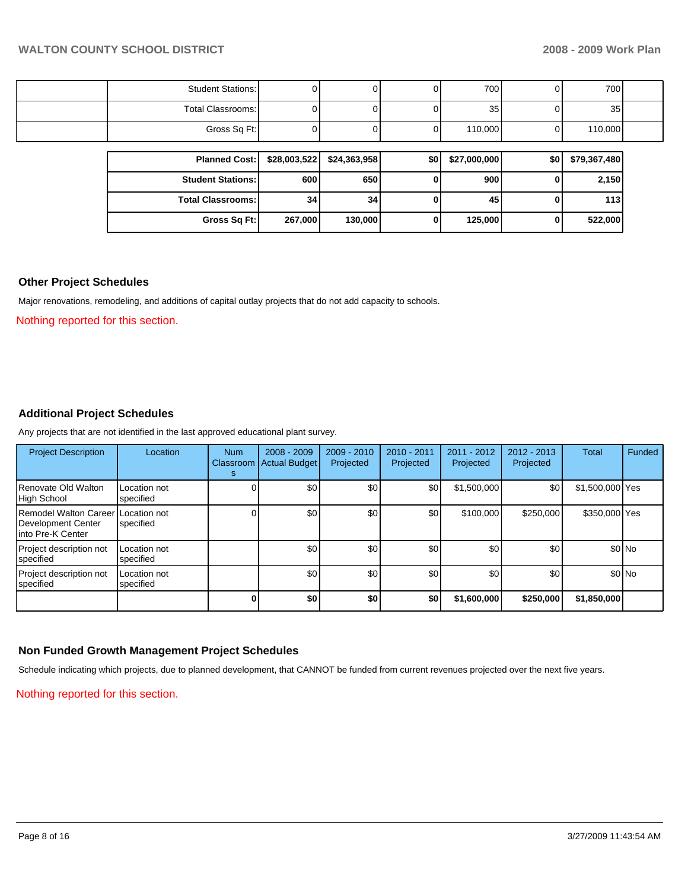| | | | | | | | | |
|---|---|---|---|---|---|---|---|---|
| | Student Stations: | 0 | 0 | 0 | 700 | 0 | 700 | |
| | Total Classrooms: | 0 | 0 | 0 | 35 | 0 | 35 | |
| | Gross Sq Ft: | 0 | 0 | 0 | 110,000 | 0 | 110,000 | |

| | | | | | | |
|---|---|---|---|---|---|---|
| **Planned Cost:** | **$28,003,522** | **$24,363,958** | **$0** | **$27,000,000** | **$0** | **$79,367,480** |
| **Student Stations:** | **600** | **650** | **0** | **900** | **0** | **2,150** |
| **Total Classrooms:** | **34** | **34** | **0** | **45** | **0** | **113** |
| **Gross Sq Ft:** | **267,000** | **130,000** | **0** | **125,000** | **0** | **522,000** |

## Other Project Schedules

Major renovations, remodeling, and additions of capital outlay projects that do not add capacity to schools.

Nothing reported for this section.

## Additional Project Schedules

Any projects that are not identified in the last approved educational plant survey.

| Project Description | Location | Num Classrooms | 2008 - 2009 Actual Budget | 2009 - 2010 Projected | 2010 - 2011 Projected | 2011 - 2012 Projected | 2012 - 2013 Projected | Total | Funded |
|---|---|---|---|---|---|---|---|---|---|
| Renovate Old Walton High School | Location not specified | 0 | $0 | $0 | $0 | $1,500,000 | $0 | $1,500,000 | Yes |
| Remodel Walton Career Development Center into Pre-K Center | Location not specified | 0 | $0 | $0 | $0 | $100,000 | $250,000 | $350,000 | Yes |
| Project description not specified | Location not specified | | $0 | $0 | $0 | $0 | $0 | $0 | No |
| Project description not specified | Location not specified | | $0 | $0 | $0 | $0 | $0 | $0 | No |
| | | **0** | **$0** | **$0** | **$0** | **$1,600,000** | **$250,000** | **$1,850,000** | |

## Non Funded Growth Management Project Schedules

Schedule indicating which projects, due to planned development, that CANNOT be funded from current revenues projected over the next five years.

Nothing reported for this section.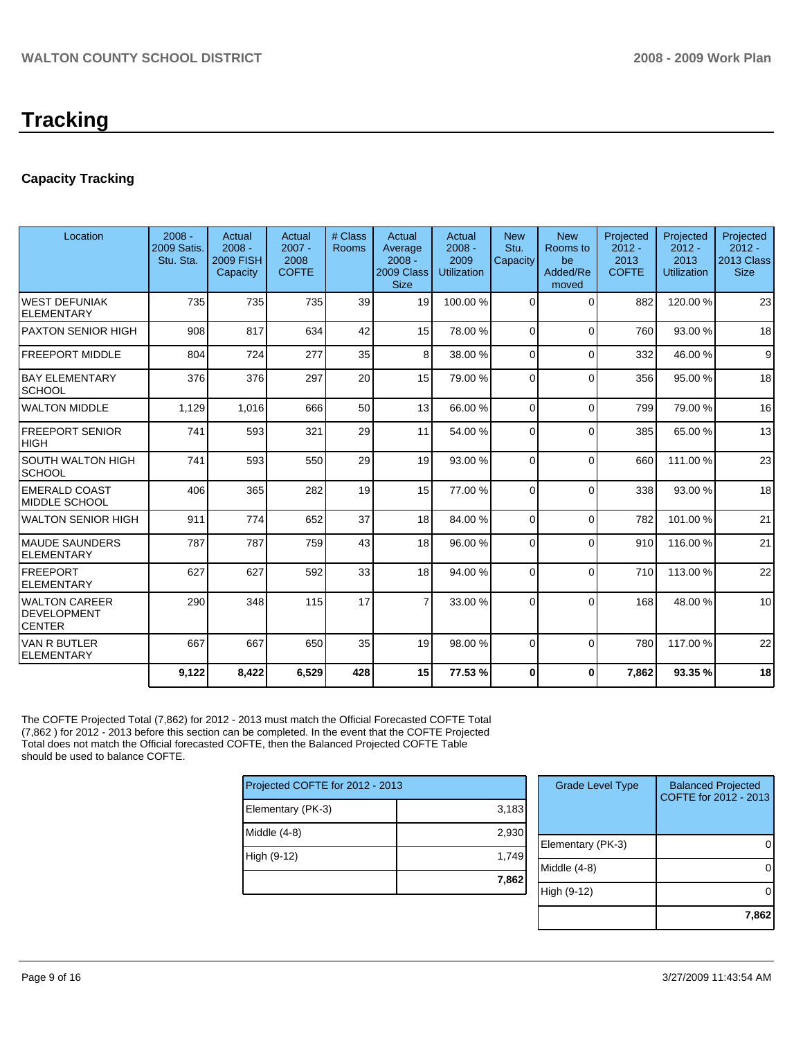# Tracking

## Capacity Tracking

| Location | 2008 - 2009 Satis. Stu. Sta. | Actual 2008 - 2009 FISH Capacity | Actual 2007 - 2008 COFTE | # Class Rooms | Actual Average 2008 - 2009 Class Size | Actual 2008 - 2009 Utilization | New Stu. Capacity | New Rooms to be Added/Removed | Projected 2012 - 2013 COFTE | Projected 2012 - 2013 Utilization | Projected 2012 - 2013 Class Size |
|---|---|---|---|---|---|---|---|---|---|---|---|
| WEST DEFUNIAK ELEMENTARY | 735 | 735 | 735 | 39 | 19 | 100.00 % | 0 | 0 | 882 | 120.00 % | 23 |
| PAXTON SENIOR HIGH | 908 | 817 | 634 | 42 | 15 | 78.00 % | 0 | 0 | 760 | 93.00 % | 18 |
| FREEPORT MIDDLE | 804 | 724 | 277 | 35 | 8 | 38.00 % | 0 | 0 | 332 | 46.00 % | 9 |
| BAY ELEMENTARY SCHOOL | 376 | 376 | 297 | 20 | 15 | 79.00 % | 0 | 0 | 356 | 95.00 % | 18 |
| WALTON MIDDLE | 1,129 | 1,016 | 666 | 50 | 13 | 66.00 % | 0 | 0 | 799 | 79.00 % | 16 |
| FREEPORT SENIOR HIGH | 741 | 593 | 321 | 29 | 11 | 54.00 % | 0 | 0 | 385 | 65.00 % | 13 |
| SOUTH WALTON HIGH SCHOOL | 741 | 593 | 550 | 29 | 19 | 93.00 % | 0 | 0 | 660 | 111.00 % | 23 |
| EMERALD COAST MIDDLE SCHOOL | 406 | 365 | 282 | 19 | 15 | 77.00 % | 0 | 0 | 338 | 93.00 % | 18 |
| WALTON SENIOR HIGH | 911 | 774 | 652 | 37 | 18 | 84.00 % | 0 | 0 | 782 | 101.00 % | 21 |
| MAUDE SAUNDERS ELEMENTARY | 787 | 787 | 759 | 43 | 18 | 96.00 % | 0 | 0 | 910 | 116.00 % | 21 |
| FREEPORT ELEMENTARY | 627 | 627 | 592 | 33 | 18 | 94.00 % | 0 | 0 | 710 | 113.00 % | 22 |
| WALTON CAREER DEVELOPMENT CENTER | 290 | 348 | 115 | 17 | 7 | 33.00 % | 0 | 0 | 168 | 48.00 % | 10 |
| VAN R BUTLER ELEMENTARY | 667 | 667 | 650 | 35 | 19 | 98.00 % | 0 | 0 | 780 | 117.00 % | 22 |
| | **9,122** | **8,422** | **6,529** | **428** | **15** | **77.53 %** | **0** | **0** | **7,862** | **93.35 %** | **18** |

The COFTE Projected Total (7,862) for 2012 - 2013 must match the Official Forecasted COFTE Total (7,862 ) for 2012 - 2013 before this section can be completed. In the event that the COFTE Projected Total does not match the Official forecasted COFTE, then the Balanced Projected COFTE Table should be used to balance COFTE.

| Projected COFTE for 2012 - 2013 | |
|---|---|
| Elementary (PK-3) | 3,183 |
| Middle (4-8) | 2,930 |
| High (9-12) | 1,749 |
| | **7,862** |

| Grade Level Type | Balanced Projected COFTE for 2012 - 2013 |
|---|---|
| Elementary (PK-3) | 0 |
| Middle (4-8) | 0 |
| High (9-12) | 0 |
| | **7,862** |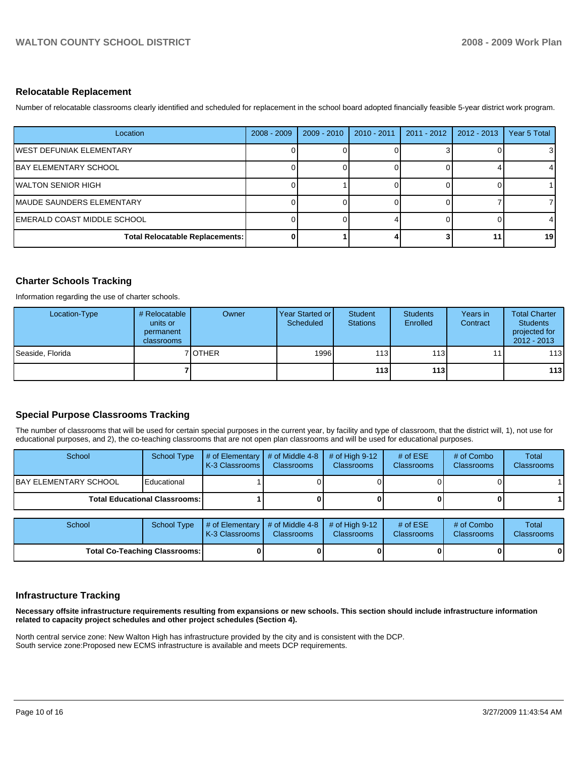## Relocatable Replacement

Number of relocatable classrooms clearly identified and scheduled for replacement in the school board adopted financially feasible 5-year district work program.

| Location | 2008 - 2009 | 2009 - 2010 | 2010 - 2011 | 2011 - 2012 | 2012 - 2013 | Year 5 Total |
|---|---|---|---|---|---|---|
| WEST DEFUNIAK ELEMENTARY | 0 | 0 | 0 | 3 | 0 | 3 |
| BAY ELEMENTARY SCHOOL | 0 | 0 | 0 | 0 | 4 | 4 |
| WALTON SENIOR HIGH | 0 | 1 | 0 | 0 | 0 | 1 |
| MAUDE SAUNDERS ELEMENTARY | 0 | 0 | 0 | 0 | 7 | 7 |
| EMERALD COAST MIDDLE SCHOOL | 0 | 0 | 4 | 0 | 0 | 4 |
| **Total Relocatable Replacements:** | **0** | **1** | **4** | **3** | **11** | **19** |

## Charter Schools Tracking

Information regarding the use of charter schools.

| Location-Type | # Relocatable units or permanent classrooms | Owner | Year Started or Scheduled | Student Stations | Students Enrolled | Years in Contract | Total Charter Students projected for 2012 - 2013 |
|---|---|---|---|---|---|---|---|
| Seaside, Florida | 7 | OTHER | 1996 | 113 | 113 | 11 | 113 |
| | **7** | | | **113** | **113** | | **113** |

## Special Purpose Classrooms Tracking

The number of classrooms that will be used for certain special purposes in the current year, by facility and type of classroom, that the district will, 1), not use for educational purposes, and 2), the co-teaching classrooms that are not open plan classrooms and will be used for educational purposes.

| School | School Type | # of Elementary K-3 Classrooms | # of Middle 4-8 Classrooms | # of High 9-12 Classrooms | # of ESE Classrooms | # of Combo Classrooms | Total Classrooms |
|---|---|---|---|---|---|---|---|
| BAY ELEMENTARY SCHOOL | Educational | 1 | 0 | 0 | 0 | 0 | 1 |
| **Total Educational Classrooms:** | | **1** | **0** | **0** | **0** | **0** | **1** |

| School | School Type | # of Elementary K-3 Classrooms | # of Middle 4-8 Classrooms | # of High 9-12 Classrooms | # of ESE Classrooms | # of Combo Classrooms | Total Classrooms |
|---|---|---|---|---|---|---|---|
| **Total Co-Teaching Classrooms:** | | **0** | **0** | **0** | **0** | **0** | **0** |

## Infrastructure Tracking

**Necessary offsite infrastructure requirements resulting from expansions or new schools. This section should include infrastructure information related to capacity project schedules and other project schedules (Section 4).**

North central service zone: New Walton High has infrastructure provided by the city and is consistent with the DCP.
South service zone:Proposed new ECMS infrastructure is available and meets DCP requirements.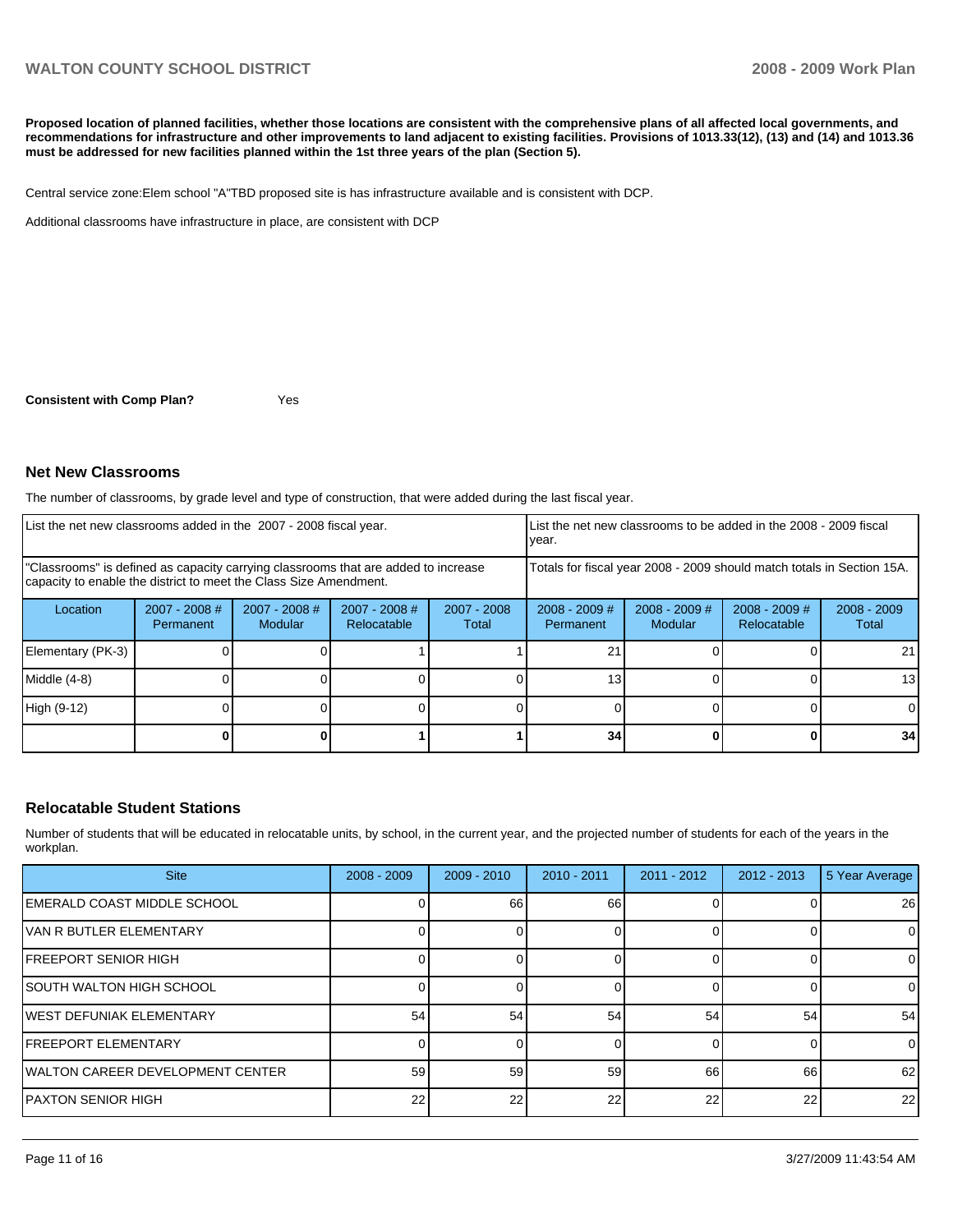**Proposed location of planned facilities, whether those locations are consistent with the comprehensive plans of all affected local governments, and recommendations for infrastructure and other improvements to land adjacent to existing facilities. Provisions of 1013.33(12), (13) and (14) and 1013.36 must be addressed for new facilities planned within the 1st three years of the plan (Section 5).**

Central service zone:Elem school "A"TBD proposed site is has infrastructure available and is consistent with DCP.

Additional classrooms have infrastructure in place, are consistent with DCP

**Consistent with Comp Plan?** Yes

## Net New Classrooms

The number of classrooms, by grade level and type of construction, that were added during the last fiscal year.

| List the net new classrooms added in the 2007 - 2008 fiscal year. | | | | | List the net new classrooms to be added in the 2008 - 2009 fiscal year. | | | |
|---|---|---|---|---|---|---|---|---|
| "Classrooms" is defined as capacity carrying classrooms that are added to increase capacity to enable the district to meet the Class Size Amendment. | | | | | Totals for fiscal year 2008 - 2009 should match totals in Section 15A. | | | |
| Location | 2007 - 2008 # Permanent | 2007 - 2008 # Modular | 2007 - 2008 # Relocatable | 2007 - 2008 Total | 2008 - 2009 # Permanent | 2008 - 2009 # Modular | 2008 - 2009 # Relocatable | 2008 - 2009 Total |
| Elementary (PK-3) | 0 | 0 | 1 | 1 | 21 | 0 | 0 | 21 |
| Middle (4-8) | 0 | 0 | 0 | 0 | 13 | 0 | 0 | 13 |
| High (9-12) | 0 | 0 | 0 | 0 | 0 | 0 | 0 | 0 |
| | **0** | **0** | **1** | **1** | **34** | **0** | **0** | **34** |

## Relocatable Student Stations

Number of students that will be educated in relocatable units, by school, in the current year, and the projected number of students for each of the years in the workplan.

| Site | 2008 - 2009 | 2009 - 2010 | 2010 - 2011 | 2011 - 2012 | 2012 - 2013 | 5 Year Average |
|---|---|---|---|---|---|---|
| EMERALD COAST MIDDLE SCHOOL | 0 | 66 | 66 | 0 | 0 | 26 |
| VAN R BUTLER ELEMENTARY | 0 | 0 | 0 | 0 | 0 | 0 |
| FREEPORT SENIOR HIGH | 0 | 0 | 0 | 0 | 0 | 0 |
| SOUTH WALTON HIGH SCHOOL | 0 | 0 | 0 | 0 | 0 | 0 |
| WEST DEFUNIAK ELEMENTARY | 54 | 54 | 54 | 54 | 54 | 54 |
| FREEPORT ELEMENTARY | 0 | 0 | 0 | 0 | 0 | 0 |
| WALTON CAREER DEVELOPMENT CENTER | 59 | 59 | 59 | 66 | 66 | 62 |
| PAXTON SENIOR HIGH | 22 | 22 | 22 | 22 | 22 | 22 |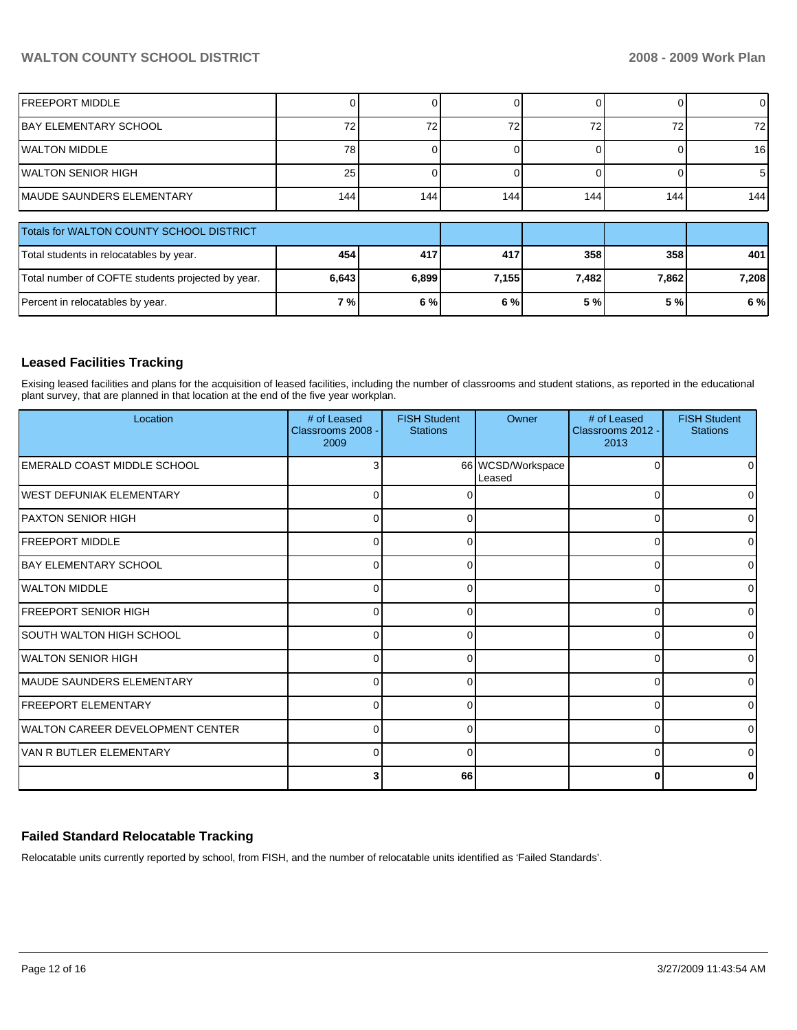| | | | | | | |
|---|---|---|---|---|---|---|
| FREEPORT MIDDLE | 0 | 0 | 0 | 0 | 0 | 0 |
| BAY ELEMENTARY SCHOOL | 72 | 72 | 72 | 72 | 72 | 72 |
| WALTON MIDDLE | 78 | 0 | 0 | 0 | 0 | 16 |
| WALTON SENIOR HIGH | 25 | 0 | 0 | 0 | 0 | 5 |
| MAUDE SAUNDERS ELEMENTARY | 144 | 144 | 144 | 144 | 144 | 144 |

| Totals for WALTON COUNTY SCHOOL DISTRICT | | | | | | |
|---|---|---|---|---|---|---|
| Total students in relocatables by year. | **454** | **417** | **417** | **358** | **358** | **401** |
| Total number of COFTE students projected by year. | **6,643** | **6,899** | **7,155** | **7,482** | **7,862** | **7,208** |
| Percent in relocatables by year. | **7 %** | **6 %** | **6 %** | **5 %** | **5 %** | **6 %** |

## Leased Facilities Tracking

Exising leased facilities and plans for the acquisition of leased facilities, including the number of classrooms and student stations, as reported in the educational plant survey, that are planned in that location at the end of the five year workplan.

| Location | # of Leased Classrooms 2008 - 2009 | FISH Student Stations | Owner | # of Leased Classrooms 2012 - 2013 | FISH Student Stations |
|---|---|---|---|---|---|
| EMERALD COAST MIDDLE SCHOOL | 3 | 66 | WCSD/Workspace Leased | 0 | 0 |
| WEST DEFUNIAK ELEMENTARY | 0 | 0 | | 0 | 0 |
| PAXTON SENIOR HIGH | 0 | 0 | | 0 | 0 |
| FREEPORT MIDDLE | 0 | 0 | | 0 | 0 |
| BAY ELEMENTARY SCHOOL | 0 | 0 | | 0 | 0 |
| WALTON MIDDLE | 0 | 0 | | 0 | 0 |
| FREEPORT SENIOR HIGH | 0 | 0 | | 0 | 0 |
| SOUTH WALTON HIGH SCHOOL | 0 | 0 | | 0 | 0 |
| WALTON SENIOR HIGH | 0 | 0 | | 0 | 0 |
| MAUDE SAUNDERS ELEMENTARY | 0 | 0 | | 0 | 0 |
| FREEPORT ELEMENTARY | 0 | 0 | | 0 | 0 |
| WALTON CAREER DEVELOPMENT CENTER | 0 | 0 | | 0 | 0 |
| VAN R BUTLER ELEMENTARY | 0 | 0 | | 0 | 0 |
| | **3** | **66** | | **0** | **0** |

## Failed Standard Relocatable Tracking

Relocatable units currently reported by school, from FISH, and the number of relocatable units identified as 'Failed Standards'.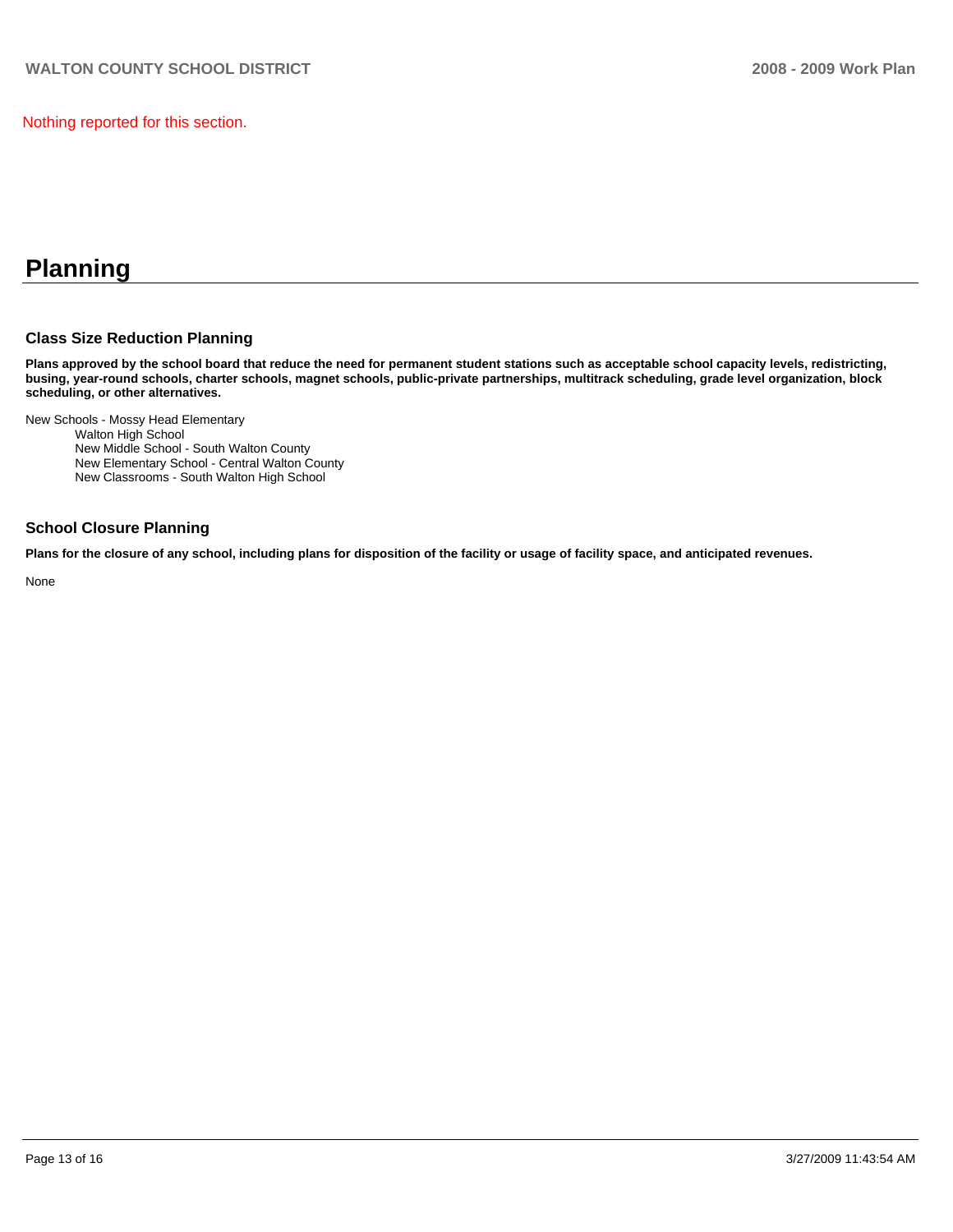Nothing reported for this section.

# Planning

### Class Size Reduction Planning

**Plans approved by the school board that reduce the need for permanent student stations such as acceptable school capacity levels, redistricting, busing, year-round schools, charter schools, magnet schools, public-private partnerships, multitrack scheduling, grade level organization, block scheduling, or other alternatives.**

New Schools - Mossy Head Elementary
Walton High School
New Middle School - South Walton County
New Elementary School - Central Walton County
New Classrooms - South Walton High School

### School Closure Planning

**Plans for the closure of any school, including plans for disposition of the facility or usage of facility space, and anticipated revenues.**

None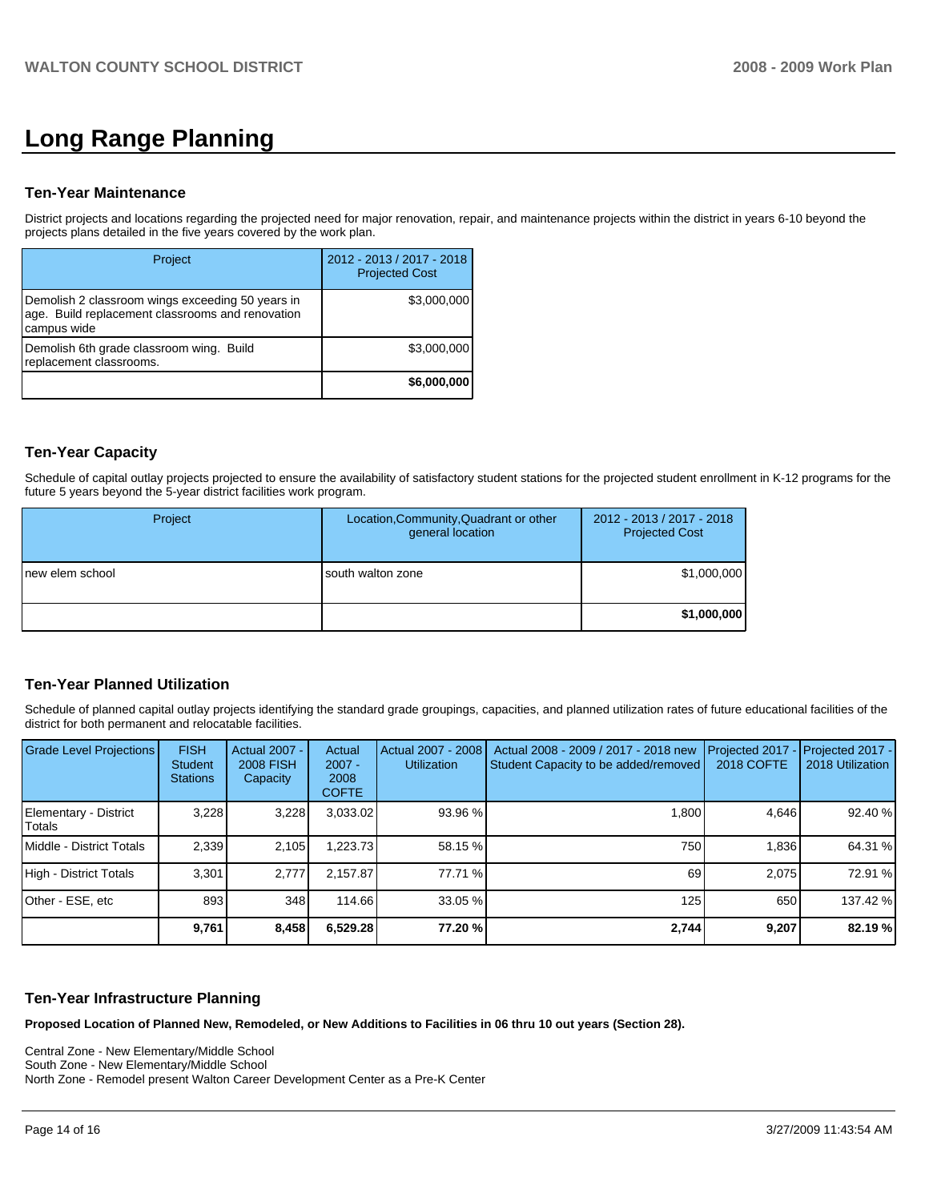# Long Range Planning

## Ten-Year Maintenance

District projects and locations regarding the projected need for major renovation, repair, and maintenance projects within the district in years 6-10 beyond the projects plans detailed in the five years covered by the work plan.

| Project | 2012 - 2013 / 2017 - 2018 Projected Cost |
|---|---|
| Demolish 2 classroom wings exceeding 50 years in age. Build replacement classrooms and renovation campus wide | $3,000,000 |
| Demolish 6th grade classroom wing. Build replacement classrooms. | $3,000,000 |
| | **$6,000,000** |

## Ten-Year Capacity

Schedule of capital outlay projects projected to ensure the availability of satisfactory student stations for the projected student enrollment in K-12 programs for the future 5 years beyond the 5-year district facilities work program.

| Project | Location,Community,Quadrant or other general location | 2012 - 2013 / 2017 - 2018 Projected Cost |
|---|---|---|
| new elem school | south walton zone | $1,000,000 |
| | | **$1,000,000** |

## Ten-Year Planned Utilization

Schedule of planned capital outlay projects identifying the standard grade groupings, capacities, and planned utilization rates of future educational facilities of the district for both permanent and relocatable facilities.

| Grade Level Projections | FISH Student Stations | Actual 2007 - 2008 FISH Capacity | Actual 2007 - 2008 COFTE | Actual 2007 - 2008 Utilization | Actual 2008 - 2009 / 2017 - 2018 new Student Capacity to be added/removed | Projected 2017 - 2018 COFTE | Projected 2017 - 2018 Utilization |
|---|---|---|---|---|---|---|---|
| Elementary - District Totals | 3,228 | 3,228 | 3,033.02 | 93.96 % | 1,800 | 4,646 | 92.40 % |
| Middle - District Totals | 2,339 | 2,105 | 1,223.73 | 58.15 % | 750 | 1,836 | 64.31 % |
| High - District Totals | 3,301 | 2,777 | 2,157.87 | 77.71 % | 69 | 2,075 | 72.91 % |
| Other - ESE, etc | 893 | 348 | 114.66 | 33.05 % | 125 | 650 | 137.42 % |
| | **9,761** | **8,458** | **6,529.28** | **77.20 %** | **2,744** | **9,207** | **82.19 %** |

## Ten-Year Infrastructure Planning

**Proposed Location of Planned New, Remodeled, or New Additions to Facilities in 06 thru 10 out years (Section 28).**

Central Zone - New Elementary/Middle School
South Zone - New Elementary/Middle School
North Zone - Remodel present Walton Career Development Center as a Pre-K Center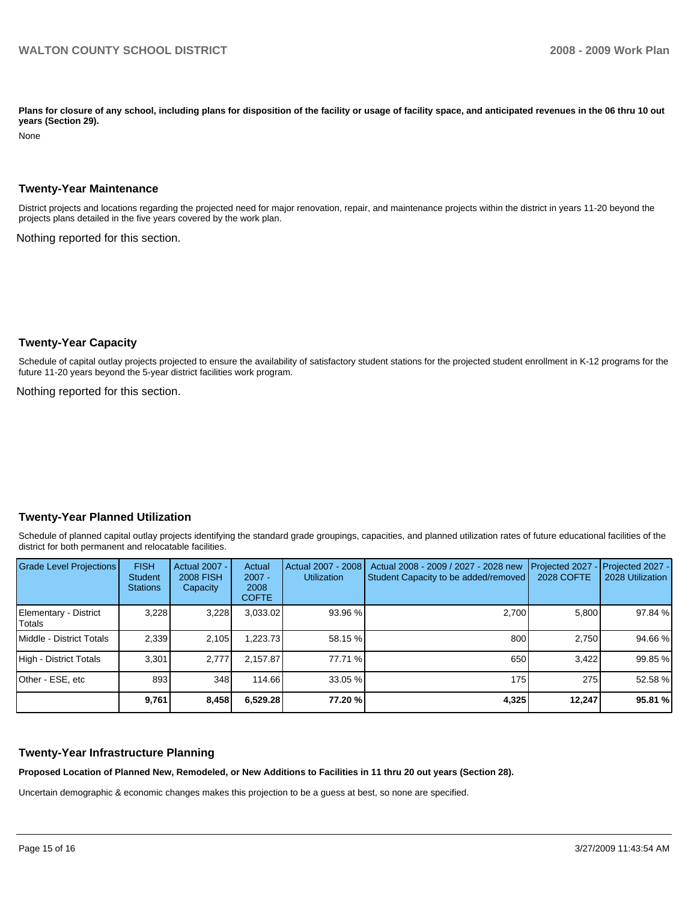**Plans for closure of any school, including plans for disposition of the facility or usage of facility space, and anticipated revenues in the 06 thru 10 out years (Section 29).**

None

## Twenty-Year Maintenance

District projects and locations regarding the projected need for major renovation, repair, and maintenance projects within the district in years 11-20 beyond the projects plans detailed in the five years covered by the work plan.

Nothing reported for this section.

## Twenty-Year Capacity

Schedule of capital outlay projects projected to ensure the availability of satisfactory student stations for the projected student enrollment in K-12 programs for the future 11-20 years beyond the 5-year district facilities work program.

Nothing reported for this section.

## Twenty-Year Planned Utilization

Schedule of planned capital outlay projects identifying the standard grade groupings, capacities, and planned utilization rates of future educational facilities of the district for both permanent and relocatable facilities.

| Grade Level Projections | FISH Student Stations | Actual 2007 - 2008 FISH Capacity | Actual 2007 - 2008 COFTE | Actual 2007 - 2008 Utilization | Actual 2008 - 2009 / 2027 - 2028 new Student Capacity to be added/removed | Projected 2027 - 2028 COFTE | Projected 2027 - 2028 Utilization |
|---|---|---|---|---|---|---|---|
| Elementary - District Totals | 3,228 | 3,228 | 3,033.02 | 93.96 % | 2,700 | 5,800 | 97.84 % |
| Middle - District Totals | 2,339 | 2,105 | 1,223.73 | 58.15 % | 800 | 2,750 | 94.66 % |
| High - District Totals | 3,301 | 2,777 | 2,157.87 | 77.71 % | 650 | 3,422 | 99.85 % |
| Other - ESE, etc | 893 | 348 | 114.66 | 33.05 % | 175 | 275 | 52.58 % |
| | **9,761** | **8,458** | **6,529.28** | **77.20 %** | **4,325** | **12,247** | **95.81 %** |

## Twenty-Year Infrastructure Planning

**Proposed Location of Planned New, Remodeled, or New Additions to Facilities in 11 thru 20 out years (Section 28).**

Uncertain demographic & economic changes makes this projection to be a guess at best, so none are specified.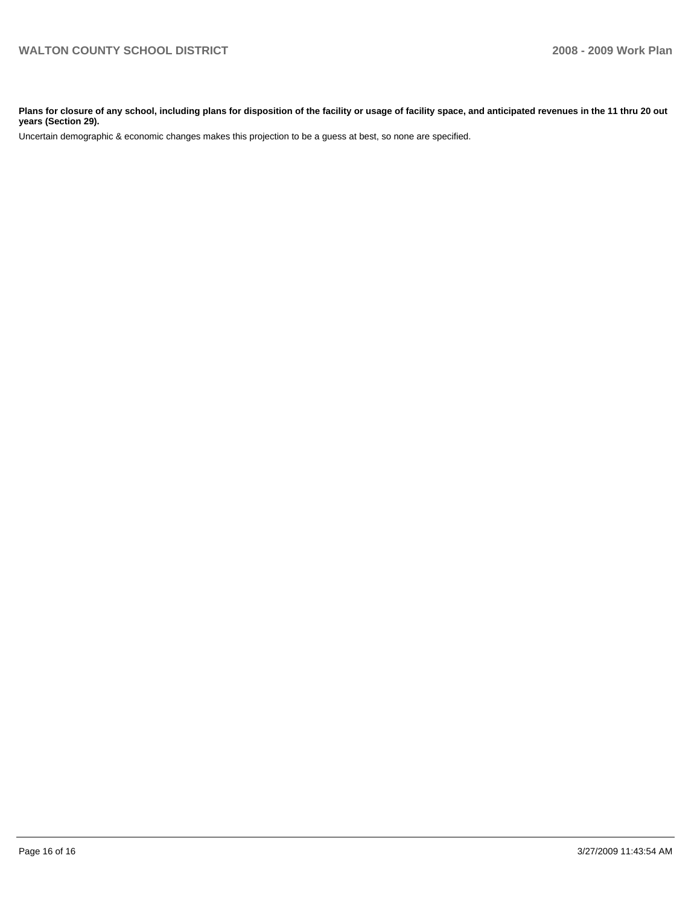**Plans for closure of any school, including plans for disposition of the facility or usage of facility space, and anticipated revenues in the 11 thru 20 out years (Section 29).**

Uncertain demographic & economic changes makes this projection to be a guess at best, so none are specified.